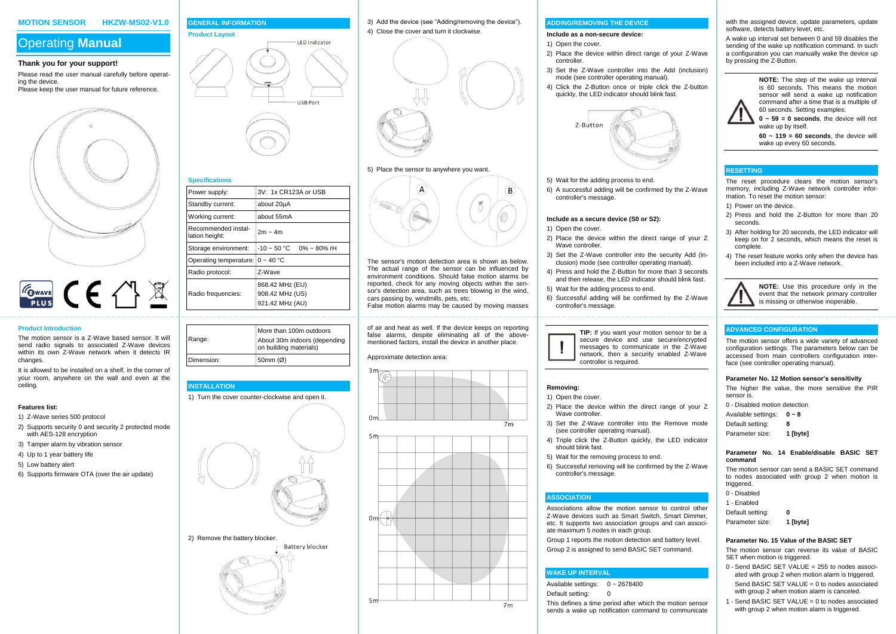**MOTION SENSOR** **HKZW-MS02-V1.0**

# Operating **Manual**

### Thank you for your support!

Please read the user manual carefully before operating the device.
Please keep the user manual for future reference.

### Product Introduction

The motion sensor is a Z-Wave based sensor. It will send radio signals to associated Z-Wave devices within its own Z-Wave network when it detects IR changes.

It is allowed to be installed on a shelf, in the corner of your room, anywhere on the wall and even at the ceiling.

### Features list:

1) Z-Wave series 500 protocol
2) Supports security 0 and security 2 protected mode with AES-128 encryption
3) Tamper alarm by vibration sensor
4) Up to 1 year battery life
5) Low battery alert
6) Supports firmware OTA (over the air update)

## GENERAL INFORMATION

### Product Layout

LED Indicator

USB Port

### Specifications

| | |
|---|---|
| Power supply: | 3V: 1x CR123A or USB |
| Standby current: | about 20μA |
| Working current: | about 55mA |
| Recommended installation height: | 2m ~ 4m |
| Storage environment: | -10 ~ 50 °C 0% ~ 80% rH |
| Operating temperature: | 0 ~ 40 °C |
| Radio protocol: | Z-Wave |
| Radio frequencies: | 868.42 MHz (EU)<br>908.42 MHz (US)<br>921.42 MHz (AU) |
| Range: | More than 100m outdoors<br>About 30m indoors (depending on building materials) |
| Dimension: | 50mm (Ø) |

## INSTALLATION

1) Turn the cover counter-clockwise and open it.
2) Remove the battery blocker.

Battery blocker

3) Add the device (see "Adding/removing the device").
4) Close the cover and turn it clockwise.
5) Place the sensor to anywhere you want.

The sensor's motion detection area is shown as below. The actual range of the sensor can be influenced by environment conditions. Should false motion alarms be reported, check for any moving objects within the sensor's detection area, such as trees blowing in the wind, cars passing by, windmills, pets, etc.
False motion alarms may be caused by moving masses of air and heat as well. If the device keeps on reporting false alarms, despite eliminating all of the above-mentioned factors, install the device in another place.

Approximate detection area:

## ADDING/REMOVING THE DEVICE

### Include as a non-secure device:

1) Open the cover.
2) Place the device within direct range of your Z-Wave controller.
3) Set the Z-Wave controller into the Add (inclusion) mode (see controller operating manual).
4) Click the Z-Button once or triple click the Z-button quickly, the LED indicator should blink fast.

Z-Button

5) Wait for the adding process to end.
6) A successful adding will be confirmed by the Z-Wave controller's message.

### Include as a secure device (S0 or S2):

1) Open the cover.
2) Place the device within the direct range of your Z Wave controller.
3) Set the Z-Wave controller into the security Add (inclusion) mode (see controller operating manual).
4) Press and hold the Z-Button for more than 3 seconds and then release, the LED indicator should blink fast.
5) Wait for the adding process to end.
6) Successful adding will be confirmed by the Z-Wave controller's message.

**TIP:** If you want your motion sensor to be a secure device and use secure/encrypted messages to communicate in the Z-Wave network, then a security enabled Z-Wave controller is required.

### Removing:

1) Open the cover.
2) Place the device within the direct range of your Z Wave controller.
3) Set the Z-Wave controller into the Remove mode (see controller operating manual).
4) Triple click the Z-Button quickly, the LED indicator should blink fast.
5) Wait for the removing process to end.
6) Successful removing will be confirmed by the Z-Wave controller's message.

## ASSOCIATION

Associations allow the motion sensor to control other Z-Wave devices such as Smart Switch, Smart Dimmer, etc. It supports two association groups and can associate maximum 5 nodes in each group.

Group 1 reports the motion detection and battery level.

Group 2 is assigned to send BASIC SET command.

## WAKE UP INTERVAL

Available settings: 0 ~ 2678400

Default setting: 0

This defines a time period after which the motion sensor sends a wake up notification command to communicate with the assigned device, update parameters, update software, detects battery level, etc.

A wake up interval set between 0 and 59 disables the sending of the wake up notification command. In such a configuration you can manually wake the device up by pressing the Z-Button.

**NOTE:** The step of the wake up interval is 60 seconds. This means the motion sensor will send a wake up notification command after a time that is a multiple of 60 seconds. Setting examples:

**0 ~ 59 = 0 seconds**, the device will not wake up by itself.

**60 ~ 119 = 60 seconds**, the device will wake up every 60 seconds.

## RESETTING

The reset procedure clears the motion sensor's memory, including Z-Wave network controller information. To reset the motion sensor:

1) Power on the device.
2) Press and hold the Z-Button for more than 20 seconds.
3) After holding for 20 seconds, the LED indicator will keep on for 2 seconds, which means the reset is complete.
4) The reset feature works only when the device has been included into a Z-Wave network.

**NOTE:** Use this procedure only in the event that the network primary controller is missing or otherwise inoperable.

## ADVANCED CONFIGURATION

The motion sensor offers a wide variety of advanced configuration settings. The parameters below can be accessed from main controllers configuration interface (see controller operating manual).

### Parameter No. 12 Motion sensor's sensitivity

The higher the value, the more sensitive the PIR sensor is.

0 - Disabled motion detection

Available settings: **0 ~ 8**

Default setting: **8**

Parameter size: **1 [byte]**

### Parameter No. 14 Enable/disable BASIC SET command

The motion sensor can send a BASIC SET command to nodes associated with group 2 when motion is triggered.

0 - Disabled

1 - Enabled

Default setting: **0**

Parameter size: **1 [byte]**

### Parameter No. 15 Value of the BASIC SET

The motion sensor can reverse its value of BASIC SET when motion is triggered.

0 - Send BASIC SET VALUE = 255 to nodes associated with group 2 when motion alarm is triggered.
Send BASIC SET VALUE = 0 to nodes associated with group 2 when motion alarm is canceled.

1 - Send BASIC SET VALUE = 0 to nodes associated with group 2 when motion alarm is triggered.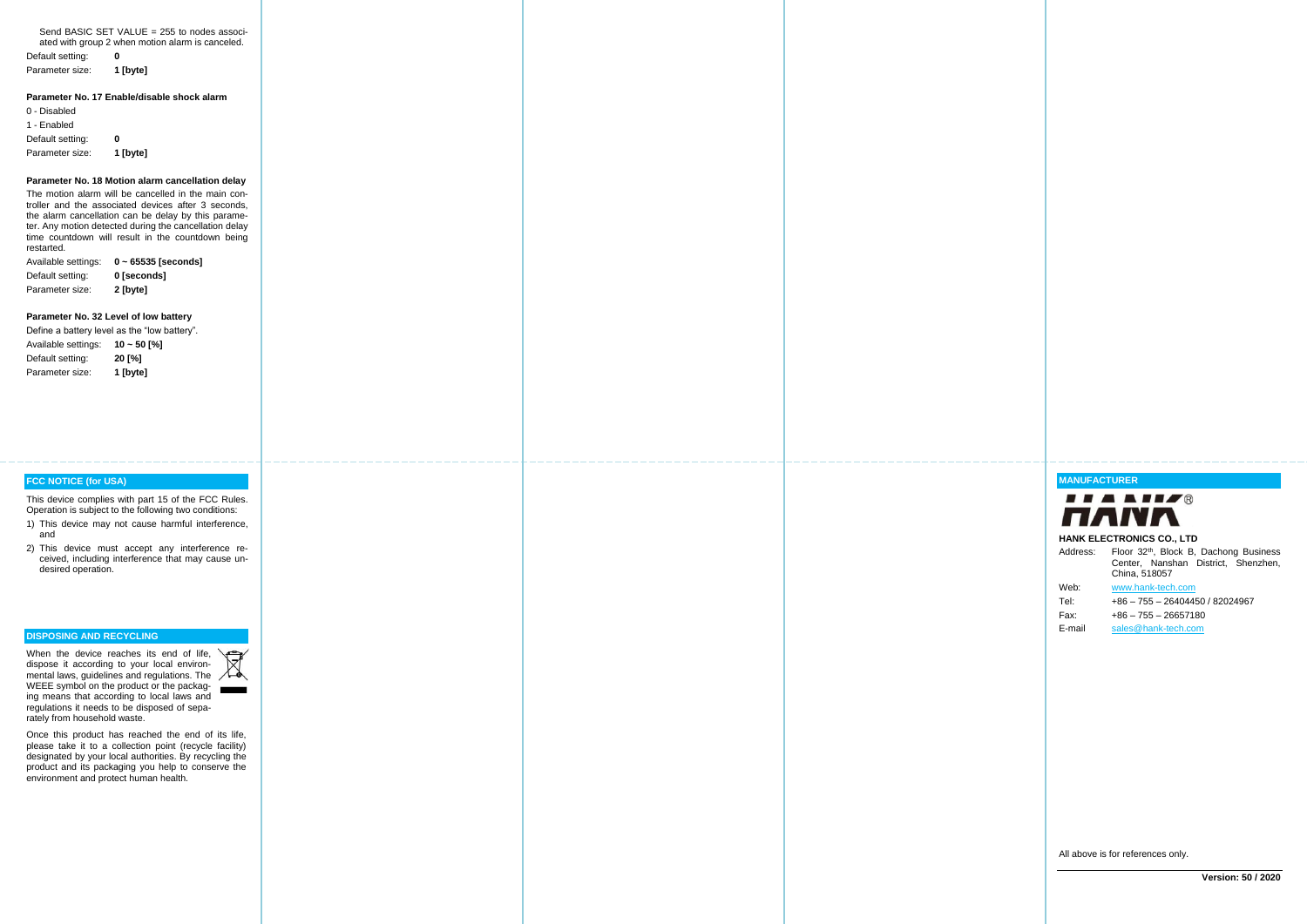Send BASIC SET VALUE = 255 to nodes associated with group 2 when motion alarm is canceled.

Default setting: **0**

Parameter size: **1 [byte]**

**Parameter No. 17 Enable/disable shock alarm**

0 - Disabled

1 - Enabled

Default setting: **0**

Parameter size: **1 [byte]**

**Parameter No. 18 Motion alarm cancellation delay**

The motion alarm will be cancelled in the main controller and the associated devices after 3 seconds, the alarm cancellation can be delay by this parameter. Any motion detected during the cancellation delay time countdown will result in the countdown being restarted.

Available settings: **0 ~ 65535 [seconds]**

Default setting: **0 [seconds]**

Parameter size: **2 [byte]**

**Parameter No. 32 Level of low battery**

Define a battery level as the "low battery".

Available settings: **10 ~ 50 [%]**

Default setting: **20 [%]**

Parameter size: **1 [byte]**

## FCC NOTICE (for USA)

This device complies with part 15 of the FCC Rules. Operation is subject to the following two conditions:

1) This device may not cause harmful interference, and
2) This device must accept any interference received, including interference that may cause undesired operation.

## DISPOSING AND RECYCLING

When the device reaches its end of life, dispose it according to your local environmental laws, guidelines and regulations. The WEEE symbol on the product or the packaging means that according to local laws and regulations it needs to be disposed of separately from household waste.

Once this product has reached the end of its life, please take it to a collection point (recycle facility) designated by your local authorities. By recycling the product and its packaging you help to conserve the environment and protect human health.

## MANUFACTURER

HANK®

**HANK ELECTRONICS CO., LTD**

Address: Floor 32th, Block B, Dachong Business Center, Nanshan District, Shenzhen, China, 518057

Web: www.hank-tech.com

Tel: +86 – 755 – 26404450 / 82024967

Fax: +86 – 755 – 26657180

E-mail sales@hank-tech.com

All above is for references only.

**Version: 50 / 2020**